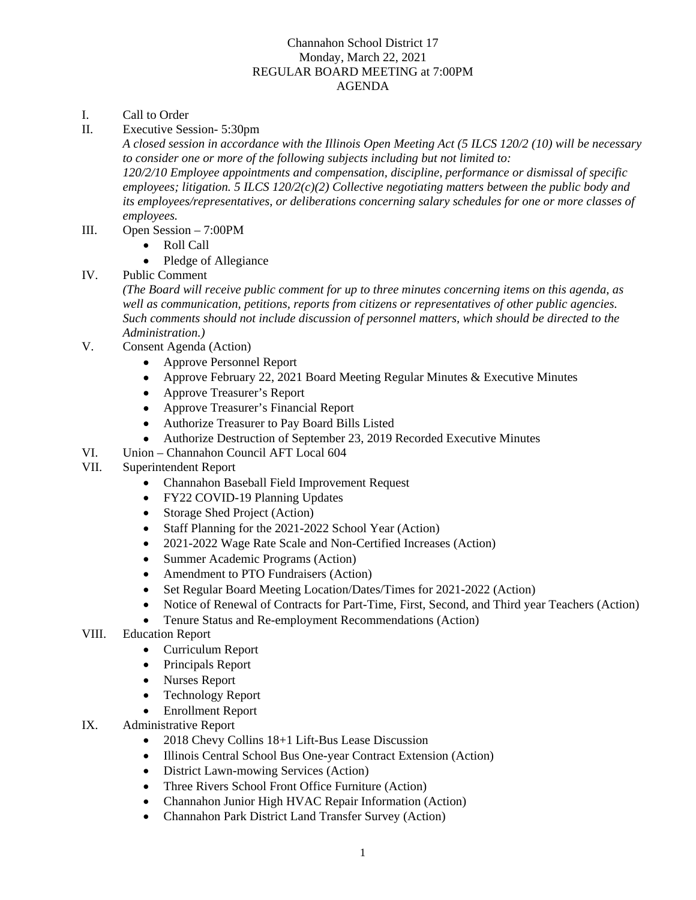Channahon School District 17
Monday, March 22, 2021
REGULAR BOARD MEETING at 7:00PM
AGENDA

I. Call to Order

II. Executive Session- 5:30pm

*A closed session in accordance with the Illinois Open Meeting Act (5 ILCS 120/2 (10) will be necessary to consider one or more of the following subjects including but not limited to: 120/2/10 Employee appointments and compensation, discipline, performance or dismissal of specific employees; litigation. 5 ILCS 120/2(c)(2) Collective negotiating matters between the public body and its employees/representatives, or deliberations concerning salary schedules for one or more classes of employees.*

III. Open Session – 7:00PM
- Roll Call
- Pledge of Allegiance

IV. Public Comment

*(The Board will receive public comment for up to three minutes concerning items on this agenda, as well as communication, petitions, reports from citizens or representatives of other public agencies. Such comments should not include discussion of personnel matters, which should be directed to the Administration.)*

V. Consent Agenda (Action)
- Approve Personnel Report
- Approve February 22, 2021 Board Meeting Regular Minutes & Executive Minutes
- Approve Treasurer's Report
- Approve Treasurer's Financial Report
- Authorize Treasurer to Pay Board Bills Listed
- Authorize Destruction of September 23, 2019 Recorded Executive Minutes

VI. Union – Channahon Council AFT Local 604

VII. Superintendent Report
- Channahon Baseball Field Improvement Request
- FY22 COVID-19 Planning Updates
- Storage Shed Project (Action)
- Staff Planning for the 2021-2022 School Year (Action)
- 2021-2022 Wage Rate Scale and Non-Certified Increases (Action)
- Summer Academic Programs (Action)
- Amendment to PTO Fundraisers (Action)
- Set Regular Board Meeting Location/Dates/Times for 2021-2022 (Action)
- Notice of Renewal of Contracts for Part-Time, First, Second, and Third year Teachers (Action)
- Tenure Status and Re-employment Recommendations (Action)

VIII. Education Report
- Curriculum Report
- Principals Report
- Nurses Report
- Technology Report
- Enrollment Report

IX. Administrative Report
- 2018 Chevy Collins 18+1 Lift-Bus Lease Discussion
- Illinois Central School Bus One-year Contract Extension (Action)
- District Lawn-mowing Services (Action)
- Three Rivers School Front Office Furniture (Action)
- Channahon Junior High HVAC Repair Information (Action)
- Channahon Park District Land Transfer Survey (Action)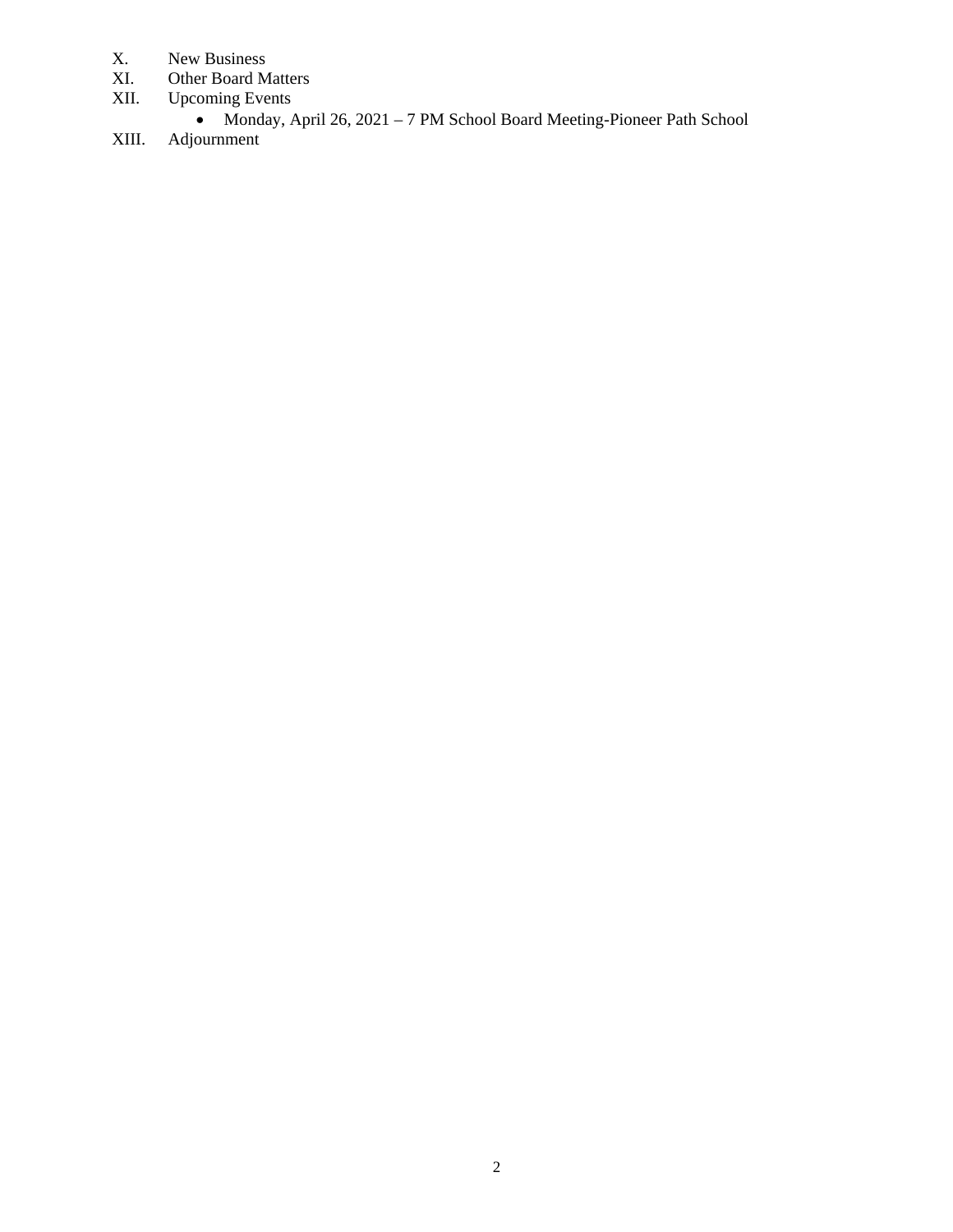X. New Business

XI. Other Board Matters

XII. Upcoming Events

- Monday, April 26, 2021 – 7 PM School Board Meeting-Pioneer Path School

XIII. Adjournment